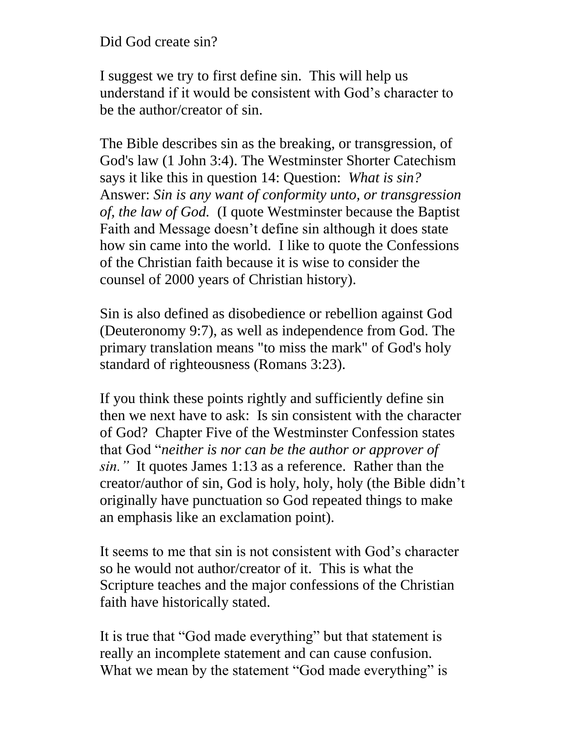Did God create sin?

I suggest we try to first define sin. This will help us understand if it would be consistent with God's character to be the author/creator of sin.

The Bible describes sin as the breaking, or transgression, of God's law (1 John 3:4). The Westminster Shorter Catechism says it like this in question 14: Question: *What is sin?* Answer: *Sin is any want of conformity unto, or transgression of, the law of God.* (I quote Westminster because the Baptist Faith and Message doesn't define sin although it does state how sin came into the world. I like to quote the Confessions of the Christian faith because it is wise to consider the counsel of 2000 years of Christian history).

Sin is also defined as disobedience or rebellion against God (Deuteronomy 9:7), as well as independence from God. The primary translation means "to miss the mark" of God's holy standard of righteousness (Romans 3:23).

If you think these points rightly and sufficiently define sin then we next have to ask: Is sin consistent with the character of God? Chapter Five of the Westminster Confession states that God "*neither is nor can be the author or approver of sin."* It quotes James 1:13 as a reference. Rather than the creator/author of sin, God is holy, holy, holy (the Bible didn't originally have punctuation so God repeated things to make an emphasis like an exclamation point).

It seems to me that sin is not consistent with God's character so he would not author/creator of it. This is what the Scripture teaches and the major confessions of the Christian faith have historically stated.

It is true that "God made everything" but that statement is really an incomplete statement and can cause confusion. What we mean by the statement "God made everything" is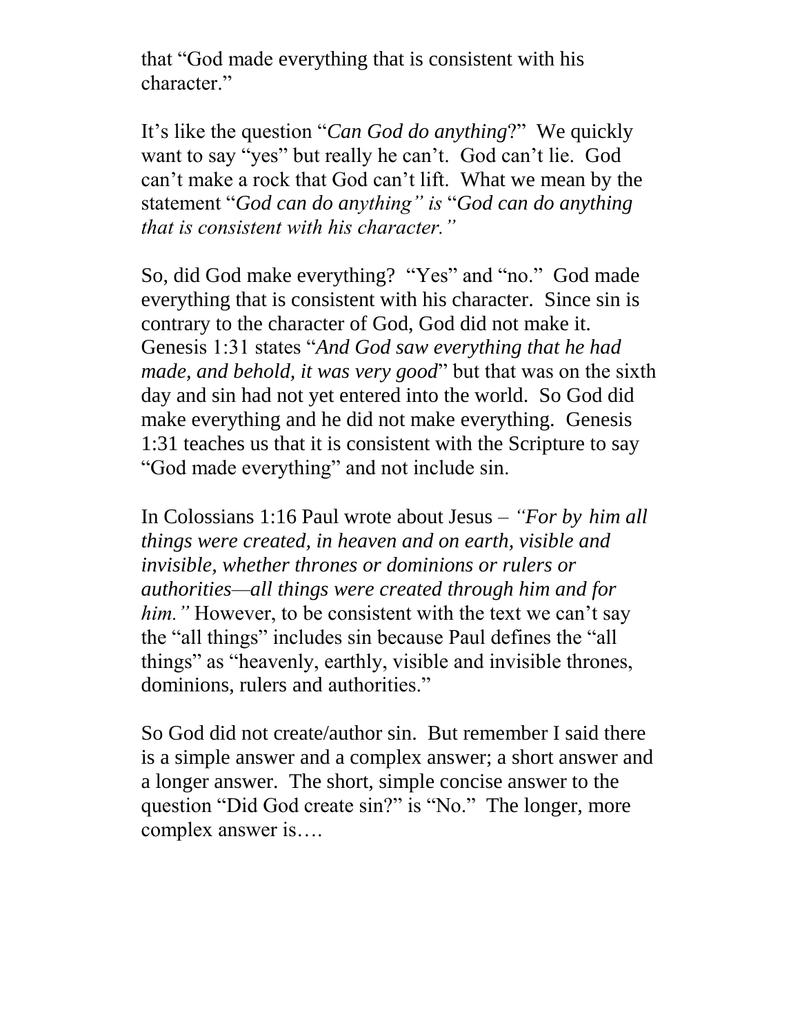that "God made everything that is consistent with his character."

It's like the question "*Can God do anything*?" We quickly want to say "yes" but really he can't. God can't lie. God can't make a rock that God can't lift. What we mean by the statement "*God can do anything" is* "*God can do anything that is consistent with his character."*

So, did God make everything? "Yes" and "no." God made everything that is consistent with his character. Since sin is contrary to the character of God, God did not make it. Genesis 1:31 states "*And God saw everything that he had made, and behold, it was very good*" but that was on the sixth day and sin had not yet entered into the world. So God did make everything and he did not make everything. Genesis 1:31 teaches us that it is consistent with the Scripture to say "God made everything" and not include sin.

In Colossians 1:16 Paul wrote about Jesus – *"For by him all things were created, in heaven and on earth, visible and invisible, whether thrones or dominions or rulers or authorities—all things were created through him and for him."* However, to be consistent with the text we can't say the "all things" includes sin because Paul defines the "all things" as "heavenly, earthly, visible and invisible thrones, dominions, rulers and authorities."

So God did not create/author sin. But remember I said there is a simple answer and a complex answer; a short answer and a longer answer. The short, simple concise answer to the question "Did God create sin?" is "No." The longer, more complex answer is….